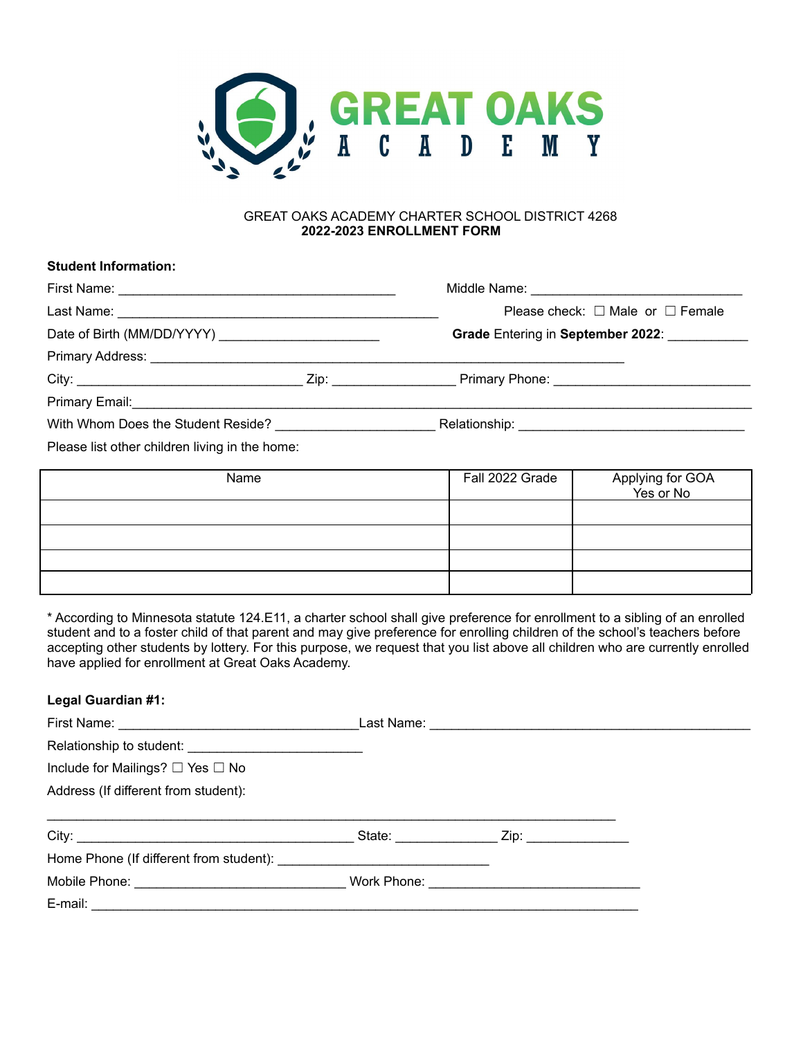GREAT OAKS ACADEMY

GREAT OAKS ACADEMY CHARTER SCHOOL DISTRICT 4268
**2022-2023 ENROLLMENT FORM**

**Student Information:**

First Name: ______________________________________ Middle Name: _____________________________

Last Name: ____________________________________________ Please check: ☐ Male or ☐ Female

Date of Birth (MM/DD/YYYY) ______________________ **Grade** Entering in **September 2022**: ___________

Primary Address: ________________________________________________________________

City: ______________________________ Zip: ________________ Primary Phone: __________________________

Primary Email: ____________________________________________________________________________________

With Whom Does the Student Reside? _____________________ Relationship: ______________________________

Please list other children living in the home:

| Name | Fall 2022 Grade | Applying for GOA Yes or No |
|---|---|---|
| | | |
| | | |
| | | |
| | | |

* According to Minnesota statute 124.E11, a charter school shall give preference for enrollment to a sibling of an enrolled student and to a foster child of that parent and may give preference for enrolling children of the school's teachers before accepting other students by lottery. For this purpose, we request that you list above all children who are currently enrolled have applied for enrollment at Great Oaks Academy.

**Legal Guardian #1:**

First Name: ________________________________ Last Name: ____________________________________________

Relationship to student: _______________________

Include for Mailings? ☐ Yes ☐ No

Address (If different from student):

_____________________________________________________________________________

City: ______________________________________ State: _____________ Zip: _____________

Home Phone (If different from student): _____________________________

Mobile Phone: _____________________________ Work Phone: _____________________________

E-mail: ___________________________________________________________________________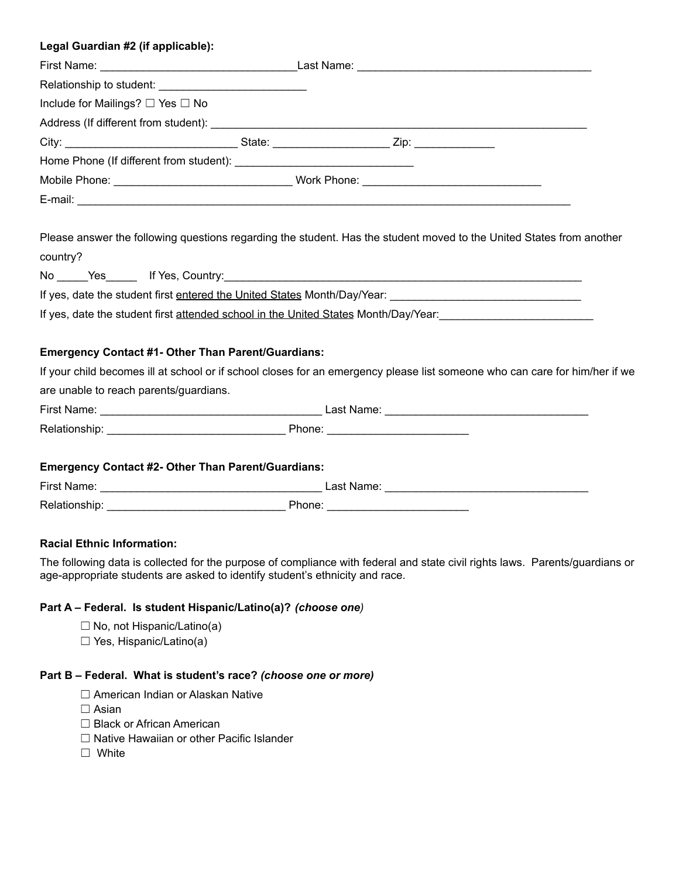**Legal Guardian #2 (if applicable):**

First Name: ________________________________Last Name: ______________________________________

Relationship to student: ________________________

Include for Mailings? ☐ Yes ☐ No

Address (If different from student): ______________________________________________________________

City: ____________________________ State: ___________________ Zip: _____________

Home Phone (If different from student): _____________________________

Mobile Phone: _____________________________ Work Phone: _____________________________

E-mail: ________________________________________________________________________________

Please answer the following questions regarding the student. Has the student moved to the United States from another country?

No _____Yes_____ If Yes, Country:____________________________________________________________

If yes, date the student first <u>entered the United States</u> Month/Day/Year: _______________________________

If yes, date the student first <u>attended school in the United States</u> Month/Day/Year:_________________________

**Emergency Contact #1- Other Than Parent/Guardians:**

If your child becomes ill at school or if school closes for an emergency please list someone who can care for him/her if we are unable to reach parents/guardians.

First Name: ____________________________________ Last Name: _________________________________

Relationship: _____________________________ Phone: ______________________

**Emergency Contact #2- Other Than Parent/Guardians:**

First Name: ____________________________________ Last Name: _________________________________

Relationship: _____________________________ Phone: ______________________

**Racial Ethnic Information:**

The following data is collected for the purpose of compliance with federal and state civil rights laws. Parents/guardians or age-appropriate students are asked to identify student's ethnicity and race.

**Part A – Federal. Is student Hispanic/Latino(a)? *(choose one)***

☐ No, not Hispanic/Latino(a)
☐ Yes, Hispanic/Latino(a)

**Part B – Federal. What is student's race? *(choose one or more)***

☐ American Indian or Alaskan Native
☐ Asian
☐ Black or African American
☐ Native Hawaiian or other Pacific Islander
☐ White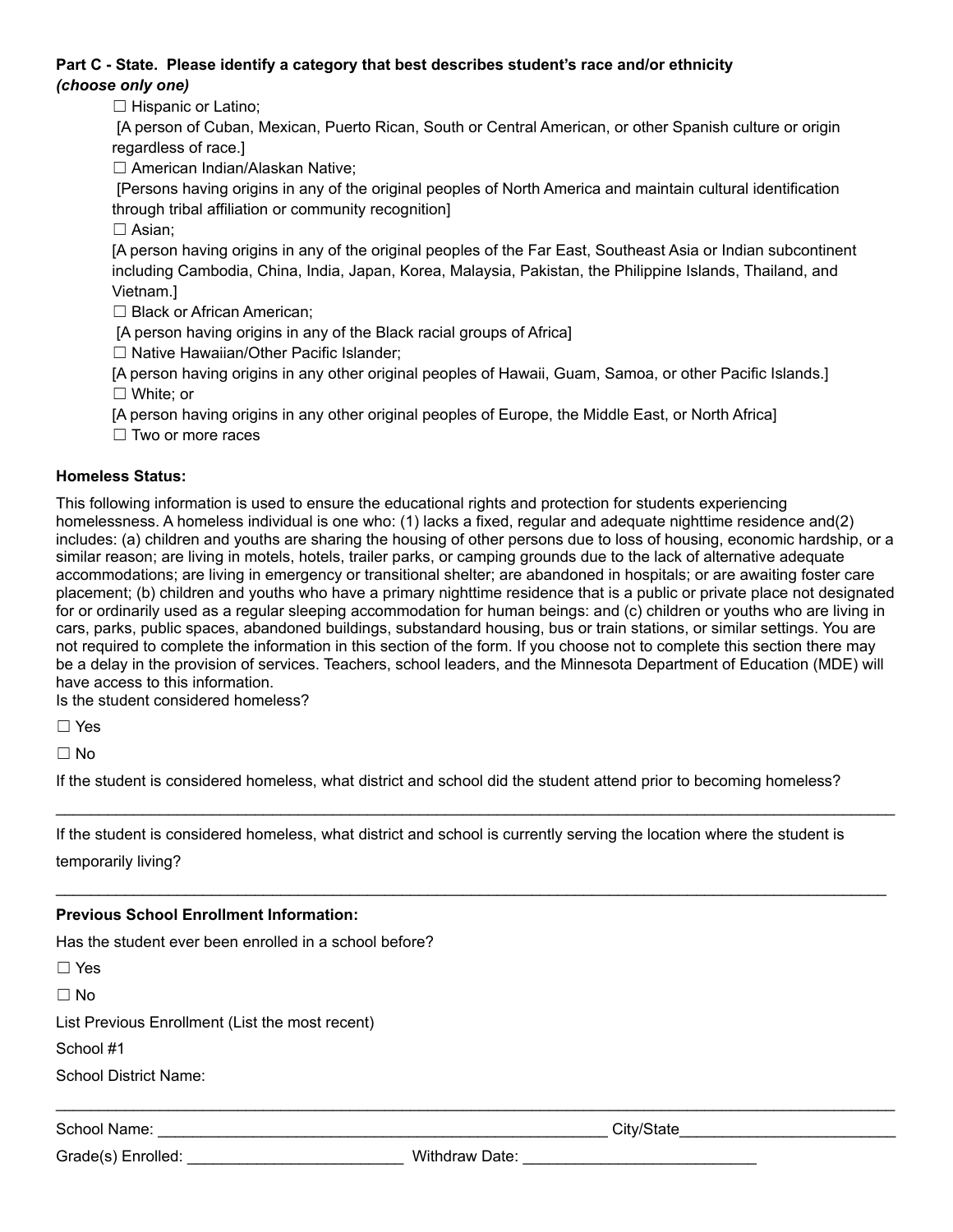**Part C - State. Please identify a category that best describes student's race and/or ethnicity *(choose only one)***

☐ Hispanic or Latino;
[A person of Cuban, Mexican, Puerto Rican, South or Central American, or other Spanish culture or origin regardless of race.]

☐ American Indian/Alaskan Native;
[Persons having origins in any of the original peoples of North America and maintain cultural identification through tribal affiliation or community recognition]

☐ Asian;
[A person having origins in any of the original peoples of the Far East, Southeast Asia or Indian subcontinent including Cambodia, China, India, Japan, Korea, Malaysia, Pakistan, the Philippine Islands, Thailand, and Vietnam.]

☐ Black or African American;
[A person having origins in any of the Black racial groups of Africa]

☐ Native Hawaiian/Other Pacific Islander;
[A person having origins in any other original peoples of Hawaii, Guam, Samoa, or other Pacific Islands.]

☐ White; or
[A person having origins in any other original peoples of Europe, the Middle East, or North Africa]

☐ Two or more races

**Homeless Status:**

This following information is used to ensure the educational rights and protection for students experiencing homelessness. A homeless individual is one who: (1) lacks a fixed, regular and adequate nighttime residence and(2) includes: (a) children and youths are sharing the housing of other persons due to loss of housing, economic hardship, or a similar reason; are living in motels, hotels, trailer parks, or camping grounds due to the lack of alternative adequate accommodations; are living in emergency or transitional shelter; are abandoned in hospitals; or are awaiting foster care placement; (b) children and youths who have a primary nighttime residence that is a public or private place not designated for or ordinarily used as a regular sleeping accommodation for human beings: and (c) children or youths who are living in cars, parks, public spaces, abandoned buildings, substandard housing, bus or train stations, or similar settings. You are not required to complete the information in this section of the form. If you choose not to complete this section there may be a delay in the provision of services. Teachers, school leaders, and the Minnesota Department of Education (MDE) will have access to this information.

Is the student considered homeless?

☐ Yes

☐ No

If the student is considered homeless, what district and school did the student attend prior to becoming homeless?

______________________________________________________________________________________________

If the student is considered homeless, what district and school is currently serving the location where the student is temporarily living?

______________________________________________________________________________________________

**Previous School Enrollment Information:**

Has the student ever been enrolled in a school before?

☐ Yes

☐ No

List Previous Enrollment (List the most recent)

School #1

School District Name:

______________________________________________________________________________________________

School Name: ________________________________________________ City/State______________________

Grade(s) Enrolled: _______________________ Withdraw Date: _________________________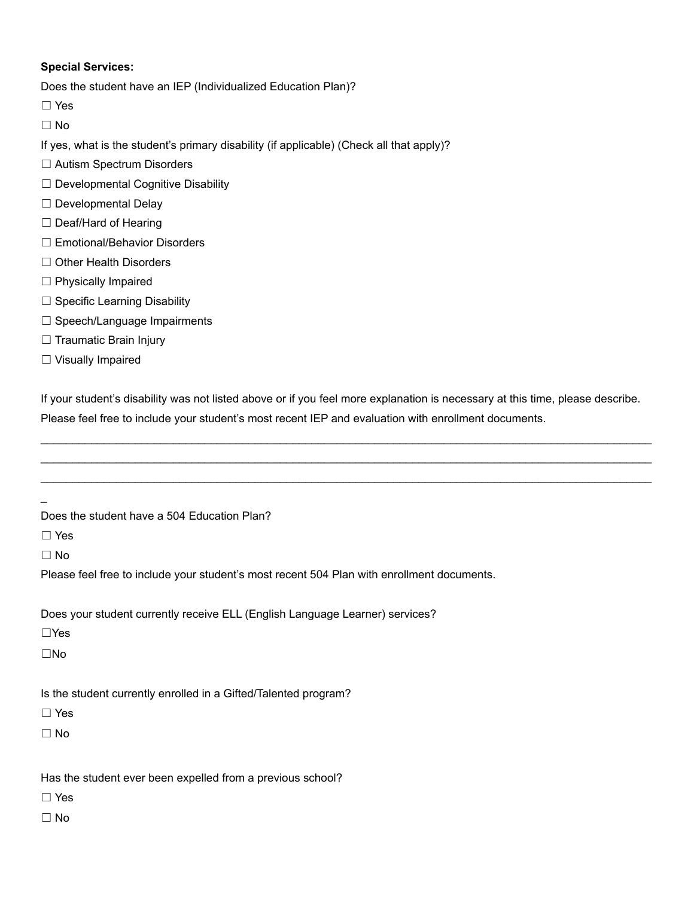**Special Services:**

Does the student have an IEP (Individualized Education Plan)?

☐ Yes

☐ No

If yes, what is the student's primary disability (if applicable) (Check all that apply)?

☐ Autism Spectrum Disorders

☐ Developmental Cognitive Disability

☐ Developmental Delay

☐ Deaf/Hard of Hearing

☐ Emotional/Behavior Disorders

☐ Other Health Disorders

☐ Physically Impaired

☐ Specific Learning Disability

☐ Speech/Language Impairments

☐ Traumatic Brain Injury

☐ Visually Impaired

If your student's disability was not listed above or if you feel more explanation is necessary at this time, please describe. Please feel free to include your student's most recent IEP and evaluation with enrollment documents.

_______________________________________________________________________________________________
_______________________________________________________________________________________________
_______________________________________________________________________________________________
_

Does the student have a 504 Education Plan?

☐ Yes

☐ No

Please feel free to include your student's most recent 504 Plan with enrollment documents.

Does your student currently receive ELL (English Language Learner) services?

☐Yes

☐No

Is the student currently enrolled in a Gifted/Talented program?

☐ Yes

☐ No

Has the student ever been expelled from a previous school?

☐ Yes

☐ No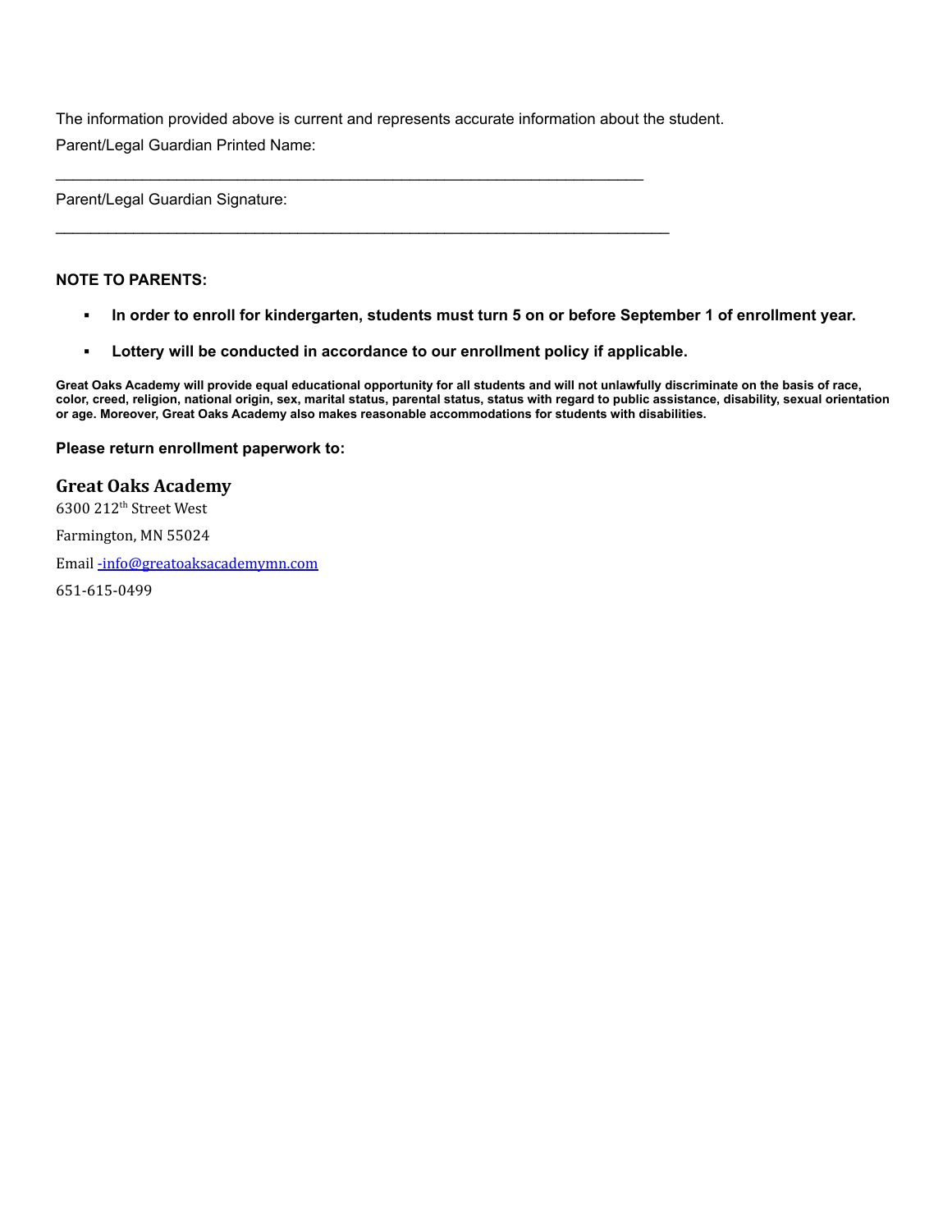The information provided above is current and represents accurate information about the student.

Parent/Legal Guardian Printed Name:

___________________________________________________________________

Parent/Legal Guardian Signature:

______________________________________________________________________

**NOTE TO PARENTS:**

- **In order to enroll for kindergarten, students must turn 5 on or before September 1 of enrollment year.**
- **Lottery will be conducted in accordance to our enrollment policy if applicable.**

**Great Oaks Academy will provide equal educational opportunity for all students and will not unlawfully discriminate on the basis of race, color, creed, religion, national origin, sex, marital status, parental status, status with regard to public assistance, disability, sexual orientation or age. Moreover, Great Oaks Academy also makes reasonable accommodations for students with disabilities.**

**Please return enrollment paperwork to:**

**Great Oaks Academy**

6300 212th Street West

Farmington, MN 55024

Email -info@greatoaksacademymn.com

651-615-0499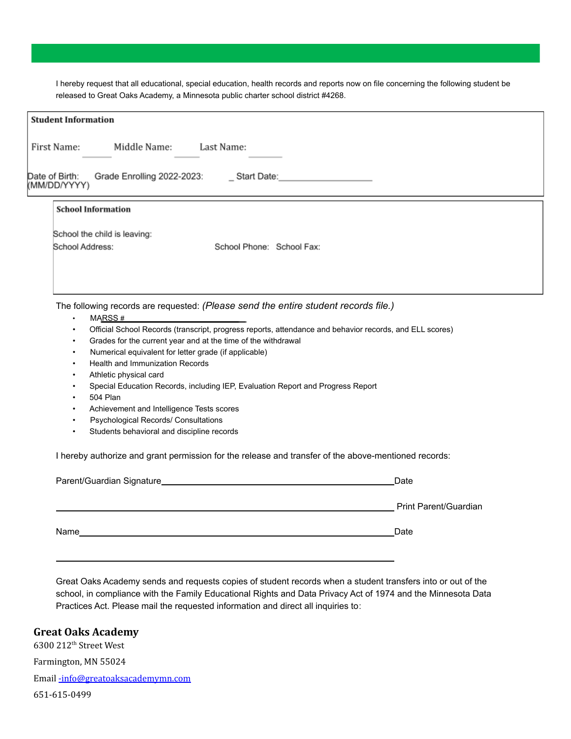I hereby request that all educational, special education, health records and reports now on file concerning the following student be released to Great Oaks Academy, a Minnesota public charter school district #4268.

**Student Information**

First Name: ______ Middle Name: ______ Last Name: ______

Date of Birth: (MM/DD/YYYY) Grade Enrolling 2022-2023: _ Start Date:____________________

**School Information**

School the child is leaving:

School Address: School Phone: School Fax:

The following records are requested: *(Please send the entire student records file.)*

- MARSS #____________________
- Official School Records (transcript, progress reports, attendance and behavior records, and ELL scores)
- Grades for the current year and at the time of the withdrawal
- Numerical equivalent for letter grade (if applicable)
- Health and Immunization Records
- Athletic physical card
- Special Education Records, including IEP, Evaluation Report and Progress Report
- 504 Plan
- Achievement and Intelligence Tests scores
- Psychological Records/ Consultations
- Students behavioral and discipline records

I hereby authorize and grant permission for the release and transfer of the above-mentioned records:

Parent/Guardian Signature________________________________________________Date

________________________________________________________________ Print Parent/Guardian

Name____________________________________________________________Date

________________________________________________________________

Great Oaks Academy sends and requests copies of student records when a student transfers into or out of the school, in compliance with the Family Educational Rights and Data Privacy Act of 1974 and the Minnesota Data Practices Act. Please mail the requested information and direct all inquiries to:

**Great Oaks Academy**

6300 212th Street West

Farmington, MN 55024

Email -info@greatoaksacademymn.com

651-615-0499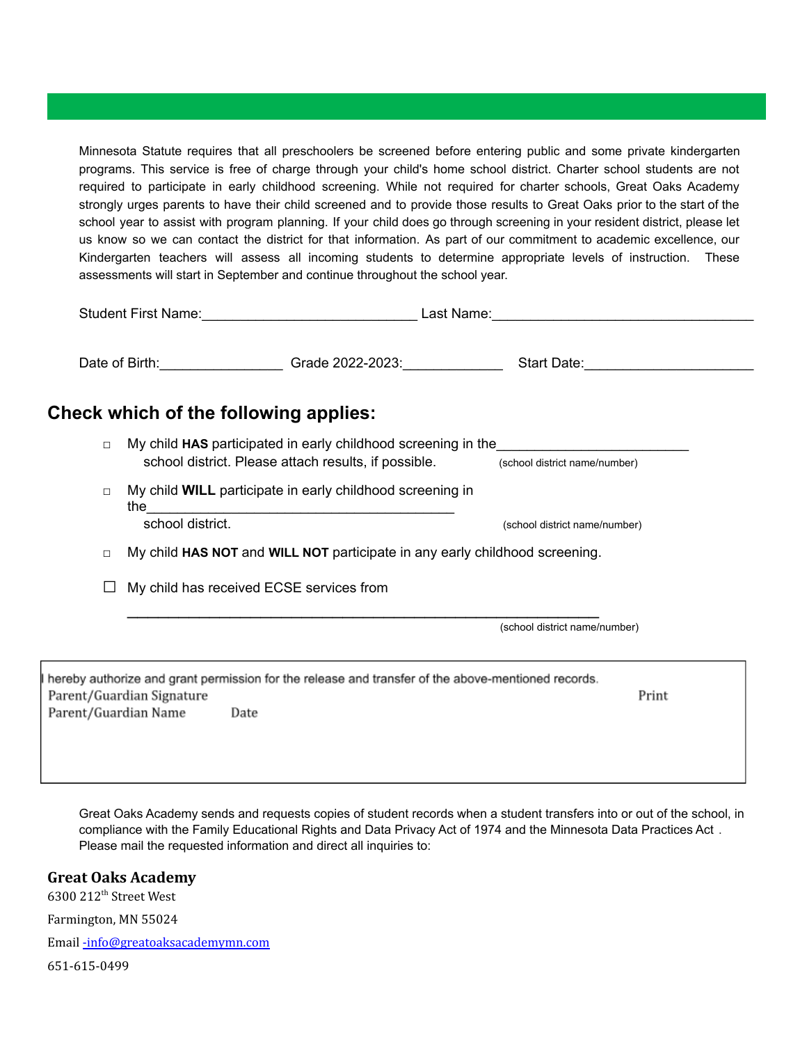Minnesota Statute requires that all preschoolers be screened before entering public and some private kindergarten programs. This service is free of charge through your child's home school district. Charter school students are not required to participate in early childhood screening. While not required for charter schools, Great Oaks Academy strongly urges parents to have their child screened and to provide those results to Great Oaks prior to the start of the school year to assist with program planning. If your child does go through screening in your resident district, please let us know so we can contact the district for that information. As part of our commitment to academic excellence, our Kindergarten teachers will assess all incoming students to determine appropriate levels of instruction. These assessments will start in September and continue throughout the school year.

Student First Name:____________________________ Last Name:__________________________________

Date of Birth:________________ Grade 2022-2023:_____________ Start Date:______________________

## Check which of the following applies:

- ☐ My child **HAS** participated in early childhood screening in the_________________________ school district. Please attach results, if possible. (school district name/number)
- ☐ My child **WILL** participate in early childhood screening in the________________________________________ school district. (school district name/number)
- ☐ My child **HAS NOT** and **WILL NOT** participate in any early childhood screening.
- ☐ My child has received ECSE services from ______________________________________________________________ (school district name/number)

I hereby authorize and grant permission for the release and transfer of the above-mentioned records.

Parent/Guardian Signature                                                                                    Print

Parent/Guardian Name          Date

Great Oaks Academy sends and requests copies of student records when a student transfers into or out of the school, in compliance with the Family Educational Rights and Data Privacy Act of 1974 and the Minnesota Data Practices Act . Please mail the requested information and direct all inquiries to:

**Great Oaks Academy**

6300 212th Street West

Farmington, MN 55024

Email -info@greatoaksacademymn.com

651-615-0499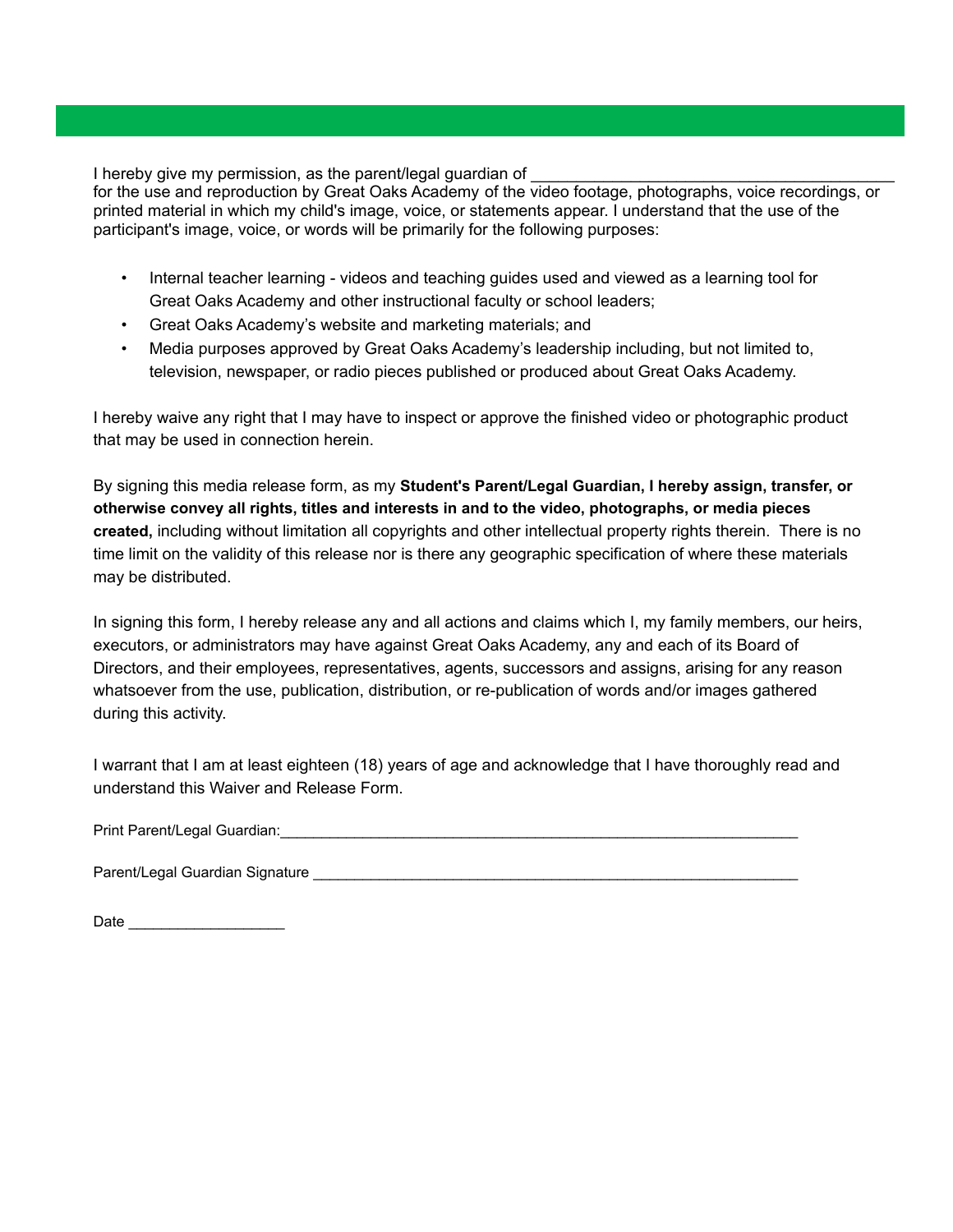I hereby give my permission, as the parent/legal guardian of ________________________________________
for the use and reproduction by Great Oaks Academy of the video footage, photographs, voice recordings, or printed material in which my child's image, voice, or statements appear. I understand that the use of the participant's image, voice, or words will be primarily for the following purposes:

- Internal teacher learning - videos and teaching guides used and viewed as a learning tool for Great Oaks Academy and other instructional faculty or school leaders;
- Great Oaks Academy's website and marketing materials; and
- Media purposes approved by Great Oaks Academy's leadership including, but not limited to, television, newspaper, or radio pieces published or produced about Great Oaks Academy.

I hereby waive any right that I may have to inspect or approve the finished video or photographic product that may be used in connection herein.

By signing this media release form, as my **Student's Parent/Legal Guardian, I hereby assign, transfer, or otherwise convey all rights, titles and interests in and to the video, photographs, or media pieces created,** including without limitation all copyrights and other intellectual property rights therein. There is no time limit on the validity of this release nor is there any geographic specification of where these materials may be distributed.

In signing this form, I hereby release any and all actions and claims which I, my family members, our heirs, executors, or administrators may have against Great Oaks Academy, any and each of its Board of Directors, and their employees, representatives, agents, successors and assigns, arising for any reason whatsoever from the use, publication, distribution, or re-publication of words and/or images gathered during this activity.

I warrant that I am at least eighteen (18) years of age and acknowledge that I have thoroughly read and understand this Waiver and Release Form.

Print Parent/Legal Guardian:_______________________________________________________________

Parent/Legal Guardian Signature _____________________________________________________________

Date ___________________